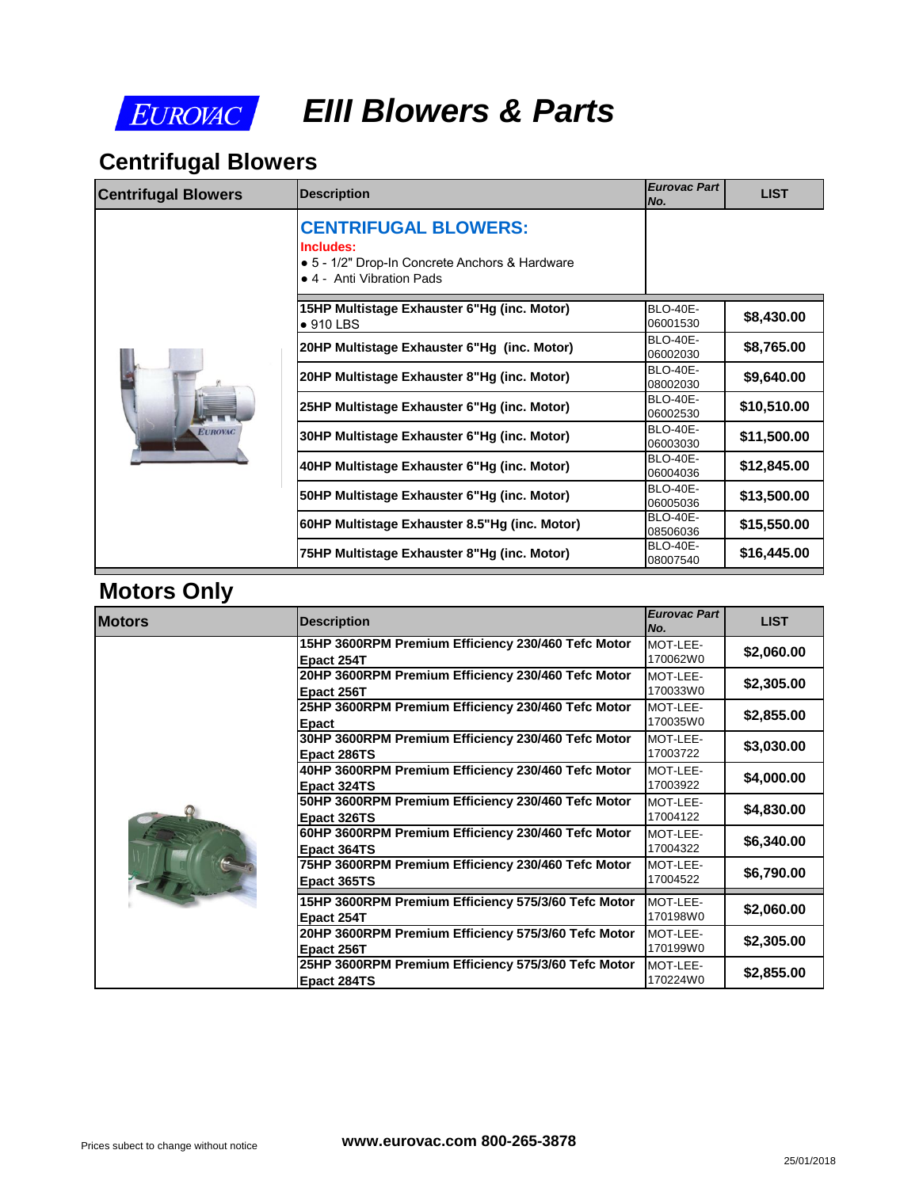# EIII Blowers & Parts

## Centrifugal Blowers

| Centrifugal Blowers | Description | Eurovac Part No. | LIST |
|---|---|---|---|
| | **CENTRIFUGAL BLOWERS:** **Includes:** ● 5 - 1/2" Drop-In Concrete Anchors & Hardware ● 4 - Anti Vibration Pads | | |
| | **15HP Multistage Exhauster 6"Hg (inc. Motor)** ● 910 LBS | BLO-40E-06001530 | **$8,430.00** |
| | **20HP Multistage Exhauster 6"Hg (inc. Motor)** | BLO-40E-06002030 | **$8,765.00** |
| | **20HP Multistage Exhauster 8"Hg (inc. Motor)** | BLO-40E-08002030 | **$9,640.00** |
| | **25HP Multistage Exhauster 6"Hg (inc. Motor)** | BLO-40E-06002530 | **$10,510.00** |
| | **30HP Multistage Exhauster 6"Hg (inc. Motor)** | BLO-40E-06003030 | **$11,500.00** |
| | **40HP Multistage Exhauster 6"Hg (inc. Motor)** | BLO-40E-06004036 | **$12,845.00** |
| | **50HP Multistage Exhauster 6"Hg (inc. Motor)** | BLO-40E-06005036 | **$13,500.00** |
| | **60HP Multistage Exhauster 8.5"Hg (inc. Motor)** | BLO-40E-08506036 | **$15,550.00** |
| | **75HP Multistage Exhauster 8"Hg (inc. Motor)** | BLO-40E-08007540 | **$16,445.00** |

## Motors Only

| Motors | Description | Eurovac Part No. | LIST |
|---|---|---|---|
| | **15HP 3600RPM Premium Efficiency 230/460 Tefc Motor Epact 254T** | MOT-LEE-170062W0 | **$2,060.00** |
| | **20HP 3600RPM Premium Efficiency 230/460 Tefc Motor Epact 256T** | MOT-LEE-170033W0 | **$2,305.00** |
| | **25HP 3600RPM Premium Efficiency 230/460 Tefc Motor Epact** | MOT-LEE-170035W0 | **$2,855.00** |
| | **30HP 3600RPM Premium Efficiency 230/460 Tefc Motor Epact 286TS** | MOT-LEE-17003722 | **$3,030.00** |
| | **40HP 3600RPM Premium Efficiency 230/460 Tefc Motor Epact 324TS** | MOT-LEE-17003922 | **$4,000.00** |
| | **50HP 3600RPM Premium Efficiency 230/460 Tefc Motor Epact 326TS** | MOT-LEE-17004122 | **$4,830.00** |
| | **60HP 3600RPM Premium Efficiency 230/460 Tefc Motor Epact 364TS** | MOT-LEE-17004322 | **$6,340.00** |
| | **75HP 3600RPM Premium Efficiency 230/460 Tefc Motor Epact 365TS** | MOT-LEE-17004522 | **$6,790.00** |
| | **15HP 3600RPM Premium Efficiency 575/3/60 Tefc Motor Epact 254T** | MOT-LEE-170198W0 | **$2,060.00** |
| | **20HP 3600RPM Premium Efficiency 575/3/60 Tefc Motor Epact 256T** | MOT-LEE-170199W0 | **$2,305.00** |
| | **25HP 3600RPM Premium Efficiency 575/3/60 Tefc Motor Epact 284TS** | MOT-LEE-170224W0 | **$2,855.00** |

Prices subect to change without notice

**www.eurovac.com 800-265-3878**

25/01/2018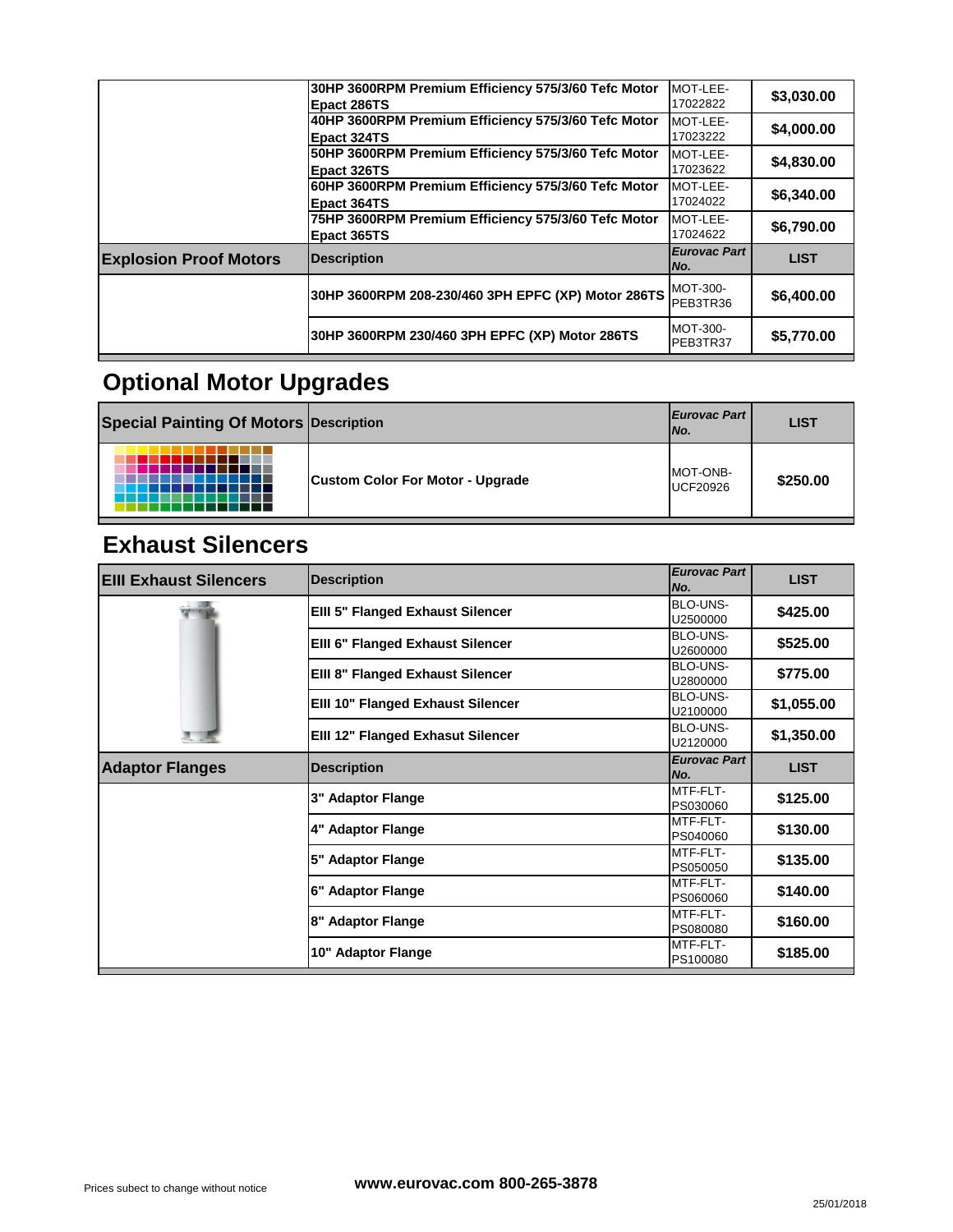| | | | |
|---|---|---|---|
| | 30HP 3600RPM Premium Efficiency 575/3/60 Tefc Motor Epact 286TS | MOT-LEE-17022822 | $3,030.00 |
| | 40HP 3600RPM Premium Efficiency 575/3/60 Tefc Motor Epact 324TS | MOT-LEE-17023222 | $4,000.00 |
| | 50HP 3600RPM Premium Efficiency 575/3/60 Tefc Motor Epact 326TS | MOT-LEE-17023622 | $4,830.00 |
| | 60HP 3600RPM Premium Efficiency 575/3/60 Tefc Motor Epact 364TS | MOT-LEE-17024022 | $6,340.00 |
| | 75HP 3600RPM Premium Efficiency 575/3/60 Tefc Motor Epact 365TS | MOT-LEE-17024622 | $6,790.00 |
| **Explosion Proof Motors** | **Description** | ***Eurovac Part No.*** | **LIST** |
| | 30HP 3600RPM 208-230/460 3PH EPFC (XP) Motor 286TS | MOT-300-PEB3TR36 | $6,400.00 |
| | 30HP 3600RPM 230/460 3PH EPFC (XP) Motor 286TS | MOT-300-PEB3TR37 | $5,770.00 |

# Optional Motor Upgrades

| Special Painting Of Motors | Description | *Eurovac Part No.* | LIST |
|---|---|---|---|
| | Custom Color For Motor - Upgrade | MOT-ONB-UCF20926 | $250.00 |

# Exhaust Silencers

| EIII Exhaust Silencers | Description | *Eurovac Part No.* | LIST |
|---|---|---|---|
| | EIII 5" Flanged Exhaust Silencer | BLO-UNS-U2500000 | $425.00 |
| | EIII 6" Flanged Exhaust Silencer | BLO-UNS-U2600000 | $525.00 |
| | EIII 8" Flanged Exhaust Silencer | BLO-UNS-U2800000 | $775.00 |
| | EIII 10" Flanged Exhaust Silencer | BLO-UNS-U2100000 | $1,055.00 |
| | EIII 12" Flanged Exhasut Silencer | BLO-UNS-U2120000 | $1,350.00 |
| **Adaptor Flanges** | **Description** | ***Eurovac Part No.*** | **LIST** |
| | 3" Adaptor Flange | MTF-FLT-PS030060 | $125.00 |
| | 4" Adaptor Flange | MTF-FLT-PS040060 | $130.00 |
| | 5" Adaptor Flange | MTF-FLT-PS050050 | $135.00 |
| | 6" Adaptor Flange | MTF-FLT-PS060060 | $140.00 |
| | 8" Adaptor Flange | MTF-FLT-PS080080 | $160.00 |
| | 10" Adaptor Flange | MTF-FLT-PS100080 | $185.00 |

Prices subect to change without notice

**www.eurovac.com 800-265-3878**

25/01/2018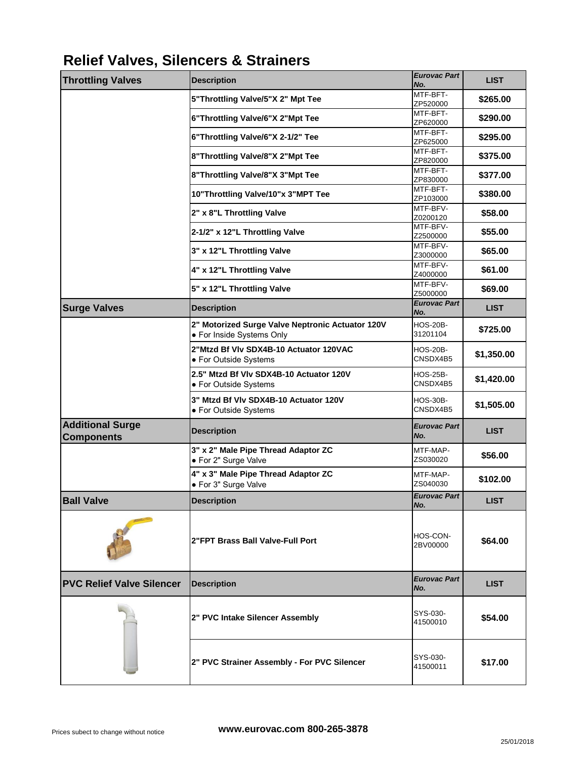# Relief Valves, Silencers & Strainers

| Throttling Valves | Description | Eurovac Part No. | LIST |
|---|---|---|---|
| | 5"Throttling Valve/5"X 2" Mpt Tee | MTF-BFT-ZP520000 | $265.00 |
| | 6"Throttling Valve/6"X 2"Mpt Tee | MTF-BFT-ZP620000 | $290.00 |
| | 6"Throttling Valve/6"X 2-1/2" Tee | MTF-BFT-ZP625000 | $295.00 |
| | 8"Throttling Valve/8"X 2"Mpt Tee | MTF-BFT-ZP820000 | $375.00 |
| | 8"Throttling Valve/8"X 3"Mpt Tee | MTF-BFT-ZP830000 | $377.00 |
| | 10"Throttling Valve/10"x 3"MPT Tee | MTF-BFT-ZP103000 | $380.00 |
| | 2" x 8"L Throttling Valve | MTF-BFV-Z0200120 | $58.00 |
| | 2-1/2" x 12"L Throttling Valve | MTF-BFV-Z2500000 | $55.00 |
| | 3" x 12"L Throttling Valve | MTF-BFV-Z3000000 | $65.00 |
| | 4" x 12"L Throttling Valve | MTF-BFV-Z4000000 | $61.00 |
| | 5" x 12"L Throttling Valve | MTF-BFV-Z5000000 | $69.00 |
| **Surge Valves** | **Description** | **Eurovac Part No.** | **LIST** |
| | 2" Motorized Surge Valve Neptronic Actuator 120V • For Inside Systems Only | HOS-20B-31201104 | $725.00 |
| | 2"Mtzd Bf Vlv SDX4B-10 Actuator 120VAC • For Outside Systems | HOS-20B-CNSDX4B5 | $1,350.00 |
| | 2.5" Mtzd Bf Vlv SDX4B-10 Actuator 120V • For Outside Systems | HOS-25B-CNSDX4B5 | $1,420.00 |
| | 3" Mtzd Bf Vlv SDX4B-10 Actuator 120V • For Outside Systems | HOS-30B-CNSDX4B5 | $1,505.00 |
| **Additional Surge Components** | **Description** | **Eurovac Part No.** | **LIST** |
| | 3" x 2" Male Pipe Thread Adaptor ZC • For 2" Surge Valve | MTF-MAP-ZS030020 | $56.00 |
| | 4" x 3" Male Pipe Thread Adaptor ZC • For 3" Surge Valve | MTF-MAP-ZS040030 | $102.00 |
| **Ball Valve** | **Description** | **Eurovac Part No.** | **LIST** |
| | 2"FPT Brass Ball Valve-Full Port | HOS-CON-2BV00000 | $64.00 |
| **PVC Relief Valve Silencer** | **Description** | **Eurovac Part No.** | **LIST** |
| | 2" PVC Intake Silencer Assembly | SYS-030-41500010 | $54.00 |
| | 2" PVC Strainer Assembly - For PVC Silencer | SYS-030-41500011 | $17.00 |

Prices subect to change without notice

**www.eurovac.com 800-265-3878**

25/01/2018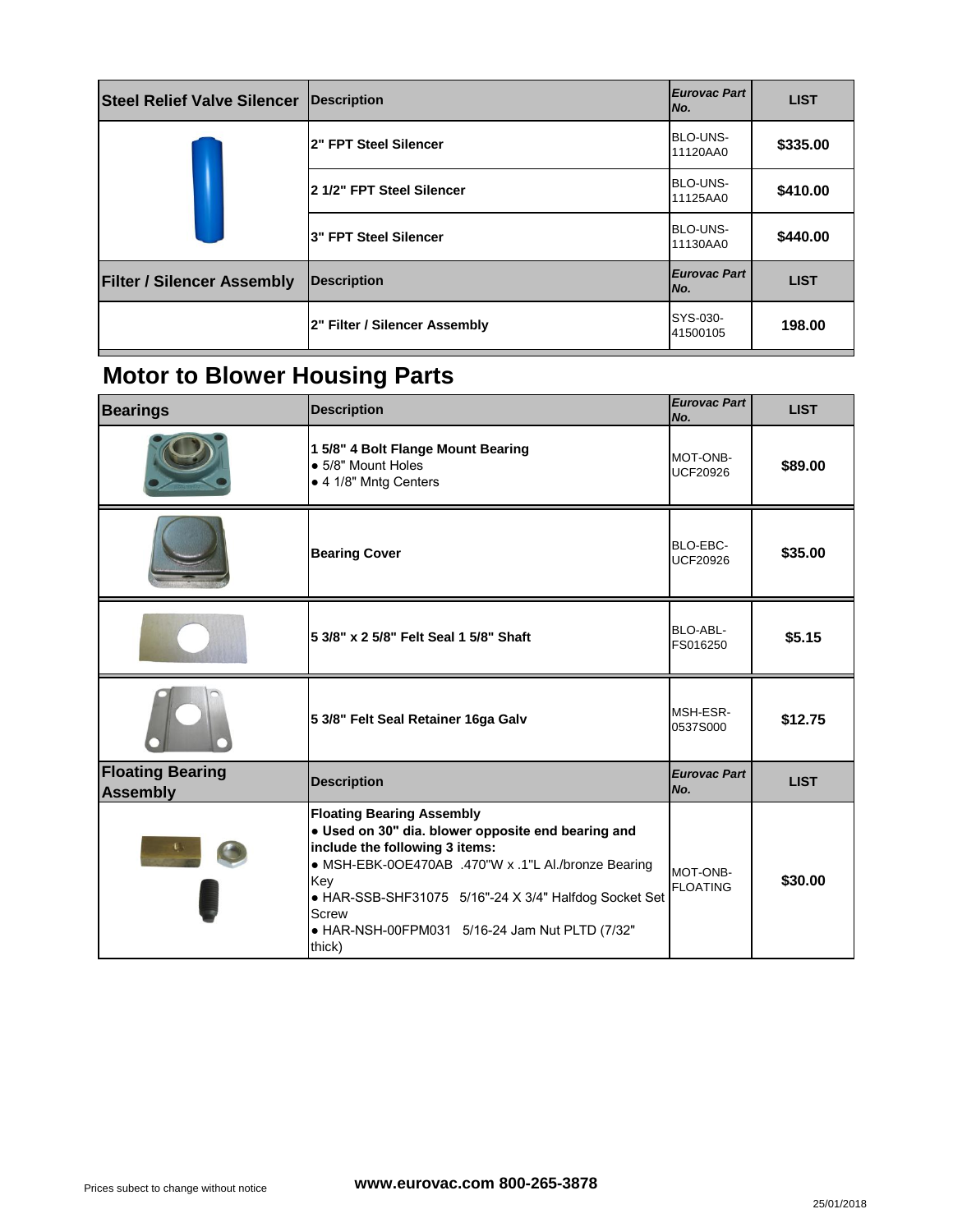| Steel Relief Valve Silencer | Description | *Eurovac Part No.* | LIST |
|---|---|---|---|
| | **2" FPT Steel Silencer** | BLO-UNS-11120AA0 | **$335.00** |
| | **2 1/2" FPT Steel Silencer** | BLO-UNS-11125AA0 | **$410.00** |
| | **3" FPT Steel Silencer** | BLO-UNS-11130AA0 | **$440.00** |

| Filter / Silencer Assembly | Description | *Eurovac Part No.* | LIST |
|---|---|---|---|
| | **2" Filter / Silencer Assembly** | SYS-030-41500105 | **198.00** |

# Motor to Blower Housing Parts

| Bearings | Description | *Eurovac Part No.* | LIST |
|---|---|---|---|
| | **1 5/8" 4 Bolt Flange Mount Bearing**<br>● 5/8" Mount Holes<br>● 4 1/8" Mntg Centers | MOT-ONB-UCF20926 | **$89.00** |
| | **Bearing Cover** | BLO-EBC-UCF20926 | **$35.00** |
| | **5 3/8" x 2 5/8" Felt Seal 1 5/8" Shaft** | BLO-ABL-FS016250 | **$5.15** |
| | **5 3/8" Felt Seal Retainer 16ga Galv** | MSH-ESR-0537S000 | **$12.75** |

| Floating Bearing Assembly | Description | *Eurovac Part No.* | LIST |
|---|---|---|---|
| | **Floating Bearing Assembly**<br>**● Used on 30" dia. blower opposite end bearing and include the following 3 items:**<br>● MSH-EBK-0OE470AB .470"W x .1"L Al./bronze Bearing Key<br>● HAR-SSB-SHF31075 5/16"-24 X 3/4" Halfdog Socket Set Screw<br>● HAR-NSH-00FPM031 5/16-24 Jam Nut PLTD (7/32" thick) | MOT-ONB-FLOATING | **$30.00** |

Prices subect to change without notice

**www.eurovac.com 800-265-3878**

25/01/2018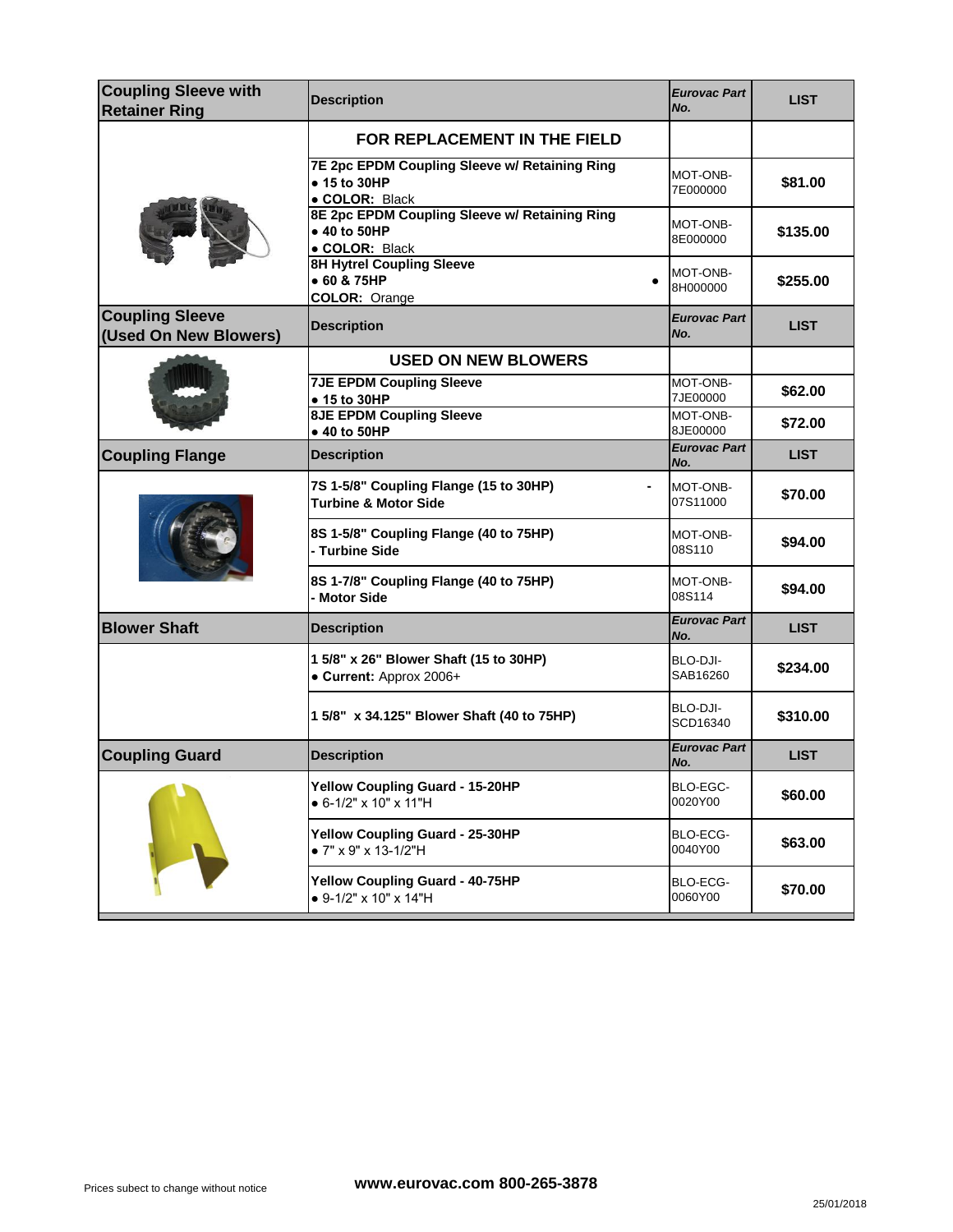| Coupling Sleeve with Retainer Ring | Description | *Eurovac Part No.* | LIST |
|---|---|---|---|
| | **FOR REPLACEMENT IN THE FIELD** | | |
| | **7E 2pc EPDM Coupling Sleeve w/ Retaining Ring**<br>• **15 to 30HP**<br>• **COLOR:** Black | MOT-ONB-7E000000 | **$81.00** |
| | **8E 2pc EPDM Coupling Sleeve w/ Retaining Ring**<br>• **40 to 50HP**<br>• **COLOR:** Black | MOT-ONB-8E000000 | **$135.00** |
| | **8H Hytrel Coupling Sleeve**<br>• **60 & 75HP** •<br>**COLOR:** Orange | MOT-ONB-8H000000 | **$255.00** |
| **Coupling Sleeve (Used On New Blowers)** | **Description** | ***Eurovac Part No.*** | **LIST** |
| | **USED ON NEW BLOWERS** | | |
| | **7JE EPDM Coupling Sleeve**<br>• **15 to 30HP** | MOT-ONB-7JE00000 | **$62.00** |
| | **8JE EPDM Coupling Sleeve**<br>• **40 to 50HP** | MOT-ONB-8JE00000 | **$72.00** |
| **Coupling Flange** | **Description** | ***Eurovac Part No.*** | **LIST** |
| | **7S 1-5/8" Coupling Flange (15 to 30HP) - Turbine & Motor Side** | MOT-ONB-07S11000 | **$70.00** |
| | **8S 1-5/8" Coupling Flange (40 to 75HP) - Turbine Side** | MOT-ONB-08S110 | **$94.00** |
| | **8S 1-7/8" Coupling Flange (40 to 75HP) - Motor Side** | MOT-ONB-08S114 | **$94.00** |
| **Blower Shaft** | **Description** | ***Eurovac Part No.*** | **LIST** |
| | **1 5/8" x 26" Blower Shaft (15 to 30HP)**<br>• **Current:** Approx 2006+ | BLO-DJI-SAB16260 | **$234.00** |
| | **1 5/8" x 34.125" Blower Shaft (40 to 75HP)** | BLO-DJI-SCD16340 | **$310.00** |
| **Coupling Guard** | **Description** | ***Eurovac Part No.*** | **LIST** |
| | **Yellow Coupling Guard - 15-20HP**<br>• 6-1/2" x 10" x 11"H | BLO-EGC-0020Y00 | **$60.00** |
| | **Yellow Coupling Guard - 25-30HP**<br>• 7" x 9" x 13-1/2"H | BLO-ECG-0040Y00 | **$63.00** |
| | **Yellow Coupling Guard - 40-75HP**<br>• 9-1/2" x 10" x 14"H | BLO-ECG-0060Y00 | **$70.00** |

Prices subect to change without notice

**www.eurovac.com 800-265-3878**

25/01/2018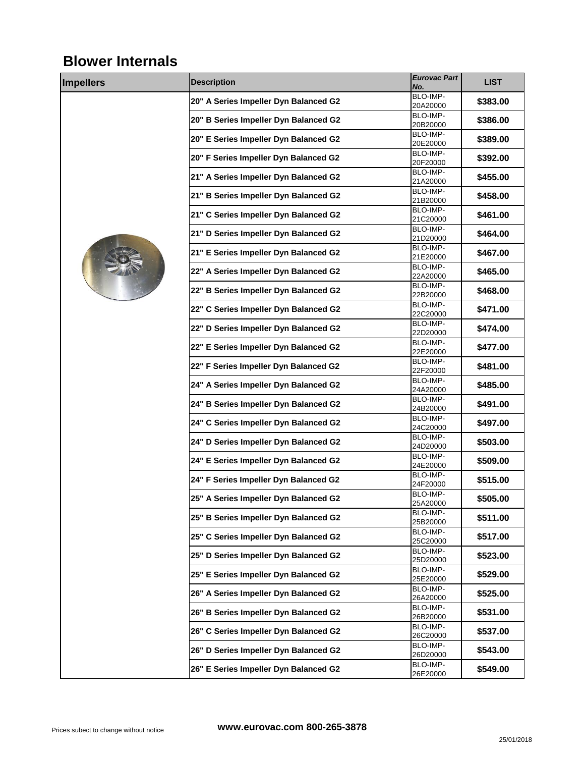# Blower Internals

| Impellers | Description | Eurovac Part No. | LIST |
|---|---|---|---|
| | 20" A Series Impeller Dyn Balanced G2 | BLO-IMP-20A20000 | $383.00 |
| | 20" B Series Impeller Dyn Balanced G2 | BLO-IMP-20B20000 | $386.00 |
| | 20" E Series Impeller Dyn Balanced G2 | BLO-IMP-20E20000 | $389.00 |
| | 20" F Series Impeller Dyn Balanced G2 | BLO-IMP-20F20000 | $392.00 |
| | 21" A Series Impeller Dyn Balanced G2 | BLO-IMP-21A20000 | $455.00 |
| | 21" B Series Impeller Dyn Balanced G2 | BLO-IMP-21B20000 | $458.00 |
| | 21" C Series Impeller Dyn Balanced G2 | BLO-IMP-21C20000 | $461.00 |
| | 21" D Series Impeller Dyn Balanced G2 | BLO-IMP-21D20000 | $464.00 |
| | 21" E Series Impeller Dyn Balanced G2 | BLO-IMP-21E20000 | $467.00 |
| | 22" A Series Impeller Dyn Balanced G2 | BLO-IMP-22A20000 | $465.00 |
| | 22" B Series Impeller Dyn Balanced G2 | BLO-IMP-22B20000 | $468.00 |
| | 22" C Series Impeller Dyn Balanced G2 | BLO-IMP-22C20000 | $471.00 |
| | 22" D Series Impeller Dyn Balanced G2 | BLO-IMP-22D20000 | $474.00 |
| | 22" E Series Impeller Dyn Balanced G2 | BLO-IMP-22E20000 | $477.00 |
| | 22" F Series Impeller Dyn Balanced G2 | BLO-IMP-22F20000 | $481.00 |
| | 24" A Series Impeller Dyn Balanced G2 | BLO-IMP-24A20000 | $485.00 |
| | 24" B Series Impeller Dyn Balanced G2 | BLO-IMP-24B20000 | $491.00 |
| | 24" C Series Impeller Dyn Balanced G2 | BLO-IMP-24C20000 | $497.00 |
| | 24" D Series Impeller Dyn Balanced G2 | BLO-IMP-24D20000 | $503.00 |
| | 24" E Series Impeller Dyn Balanced G2 | BLO-IMP-24E20000 | $509.00 |
| | 24" F Series Impeller Dyn Balanced G2 | BLO-IMP-24F20000 | $515.00 |
| | 25" A Series Impeller Dyn Balanced G2 | BLO-IMP-25A20000 | $505.00 |
| | 25" B Series Impeller Dyn Balanced G2 | BLO-IMP-25B20000 | $511.00 |
| | 25" C Series Impeller Dyn Balanced G2 | BLO-IMP-25C20000 | $517.00 |
| | 25" D Series Impeller Dyn Balanced G2 | BLO-IMP-25D20000 | $523.00 |
| | 25" E Series Impeller Dyn Balanced G2 | BLO-IMP-25E20000 | $529.00 |
| | 26" A Series Impeller Dyn Balanced G2 | BLO-IMP-26A20000 | $525.00 |
| | 26" B Series Impeller Dyn Balanced G2 | BLO-IMP-26B20000 | $531.00 |
| | 26" C Series Impeller Dyn Balanced G2 | BLO-IMP-26C20000 | $537.00 |
| | 26" D Series Impeller Dyn Balanced G2 | BLO-IMP-26D20000 | $543.00 |
| | 26" E Series Impeller Dyn Balanced G2 | BLO-IMP-26E20000 | $549.00 |

Prices subject to change without notice

**www.eurovac.com 800-265-3878**

25/01/2018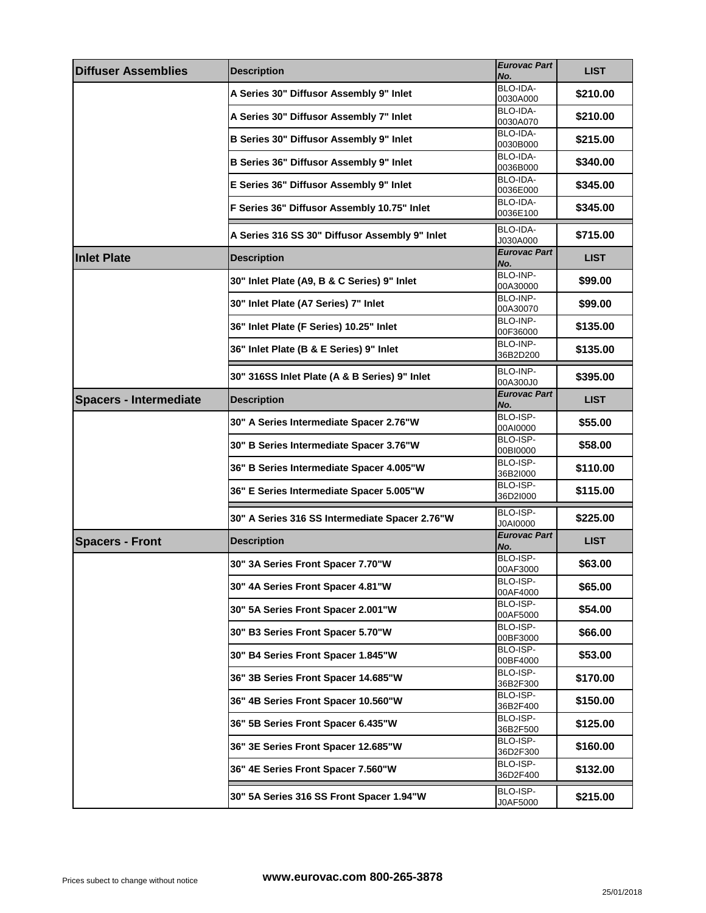| Diffuser Assemblies | Description | *Eurovac Part No.* | LIST |
|---|---|---|---|
| | **A Series 30" Diffusor Assembly 9" Inlet** | BLO-IDA-0030A000 | **$210.00** |
| | **A Series 30" Diffusor Assembly 7" Inlet** | BLO-IDA-0030A070 | **$210.00** |
| | **B Series 30" Diffusor Assembly 9" Inlet** | BLO-IDA-0030B000 | **$215.00** |
| | **B Series 36" Diffusor Assembly 9" Inlet** | BLO-IDA-0036B000 | **$340.00** |
| | **E Series 36" Diffusor Assembly 9" Inlet** | BLO-IDA-0036E000 | **$345.00** |
| | **F Series 36" Diffusor Assembly 10.75" Inlet** | BLO-IDA-0036E100 | **$345.00** |
| | **A Series 316 SS 30" Diffusor Assembly 9" Inlet** | BLO-IDA-J030A000 | **$715.00** |
| **Inlet Plate** | **Description** | ***Eurovac Part No.*** | **LIST** |
| | **30" Inlet Plate (A9, B & C Series) 9" Inlet** | BLO-INP-00A30000 | **$99.00** |
| | **30" Inlet Plate (A7 Series) 7" Inlet** | BLO-INP-00A30070 | **$99.00** |
| | **36" Inlet Plate (F Series) 10.25" Inlet** | BLO-INP-00F36000 | **$135.00** |
| | **36" Inlet Plate (B & E Series) 9" Inlet** | BLO-INP-36B2D200 | **$135.00** |
| | **30" 316SS Inlet Plate (A & B Series) 9" Inlet** | BLO-INP-00A300J0 | **$395.00** |
| **Spacers - Intermediate** | **Description** | ***Eurovac Part No.*** | **LIST** |
| | **30" A Series Intermediate Spacer 2.76"W** | BLO-ISP-00AI0000 | **$55.00** |
| | **30" B Series Intermediate Spacer 3.76"W** | BLO-ISP-00BI0000 | **$58.00** |
| | **36" B Series Intermediate Spacer 4.005"W** | BLO-ISP-36B2I000 | **$110.00** |
| | **36" E Series Intermediate Spacer 5.005"W** | BLO-ISP-36D2I000 | **$115.00** |
| | **30" A Series 316 SS Intermediate Spacer 2.76"W** | BLO-ISP-J0AI0000 | **$225.00** |
| **Spacers - Front** | **Description** | ***Eurovac Part No.*** | **LIST** |
| | **30" 3A Series Front Spacer 7.70"W** | BLO-ISP-00AF3000 | **$63.00** |
| | **30" 4A Series Front Spacer 4.81"W** | BLO-ISP-00AF4000 | **$65.00** |
| | **30" 5A Series Front Spacer 2.001"W** | BLO-ISP-00AF5000 | **$54.00** |
| | **30" B3 Series Front Spacer 5.70"W** | BLO-ISP-00BF3000 | **$66.00** |
| | **30" B4 Series Front Spacer 1.845"W** | BLO-ISP-00BF4000 | **$53.00** |
| | **36" 3B Series Front Spacer 14.685"W** | BLO-ISP-36B2F300 | **$170.00** |
| | **36" 4B Series Front Spacer 10.560"W** | BLO-ISP-36B2F400 | **$150.00** |
| | **36" 5B Series Front Spacer 6.435"W** | BLO-ISP-36B2F500 | **$125.00** |
| | **36" 3E Series Front Spacer 12.685"W** | BLO-ISP-36D2F300 | **$160.00** |
| | **36" 4E Series Front Spacer 7.560"W** | BLO-ISP-36D2F400 | **$132.00** |
| | **30" 5A Series 316 SS Front Spacer 1.94"W** | BLO-ISP-J0AF5000 | **$215.00** |

Prices subect to change without notice

**www.eurovac.com 800-265-3878**

25/01/2018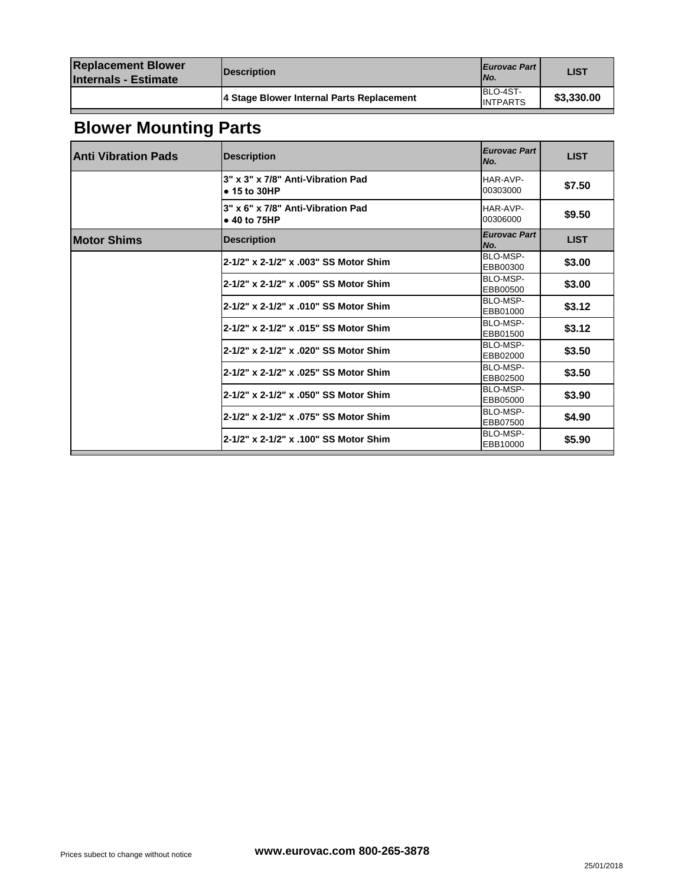| Replacement Blower Internals - Estimate | Description | *Eurovac Part No.* | LIST |
|---|---|---|---|
| | 4 Stage Blower Internal Parts Replacement | BLO-4ST-INTPARTS | $3,330.00 |

## Blower Mounting Parts

| Anti Vibration Pads | Description | *Eurovac Part No.* | LIST |
|---|---|---|---|
| | 3" x 3" x 7/8" Anti-Vibration Pad<br>● 15 to 30HP | HAR-AVP-00303000 | $7.50 |
| | 3" x 6" x 7/8" Anti-Vibration Pad<br>● 40 to 75HP | HAR-AVP-00306000 | $9.50 |
| **Motor Shims** | **Description** | ***Eurovac Part No.*** | **LIST** |
| | 2-1/2" x 2-1/2" x .003" SS Motor Shim | BLO-MSP-EBB00300 | $3.00 |
| | 2-1/2" x 2-1/2" x .005" SS Motor Shim | BLO-MSP-EBB00500 | $3.00 |
| | 2-1/2" x 2-1/2" x .010" SS Motor Shim | BLO-MSP-EBB01000 | $3.12 |
| | 2-1/2" x 2-1/2" x .015" SS Motor Shim | BLO-MSP-EBB01500 | $3.12 |
| | 2-1/2" x 2-1/2" x .020" SS Motor Shim | BLO-MSP-EBB02000 | $3.50 |
| | 2-1/2" x 2-1/2" x .025" SS Motor Shim | BLO-MSP-EBB02500 | $3.50 |
| | 2-1/2" x 2-1/2" x .050" SS Motor Shim | BLO-MSP-EBB05000 | $3.90 |
| | 2-1/2" x 2-1/2" x .075" SS Motor Shim | BLO-MSP-EBB07500 | $4.90 |
| | 2-1/2" x 2-1/2" x .100" SS Motor Shim | BLO-MSP-EBB10000 | $5.90 |

Prices subect to change without notice

**www.eurovac.com 800-265-3878**

25/01/2018